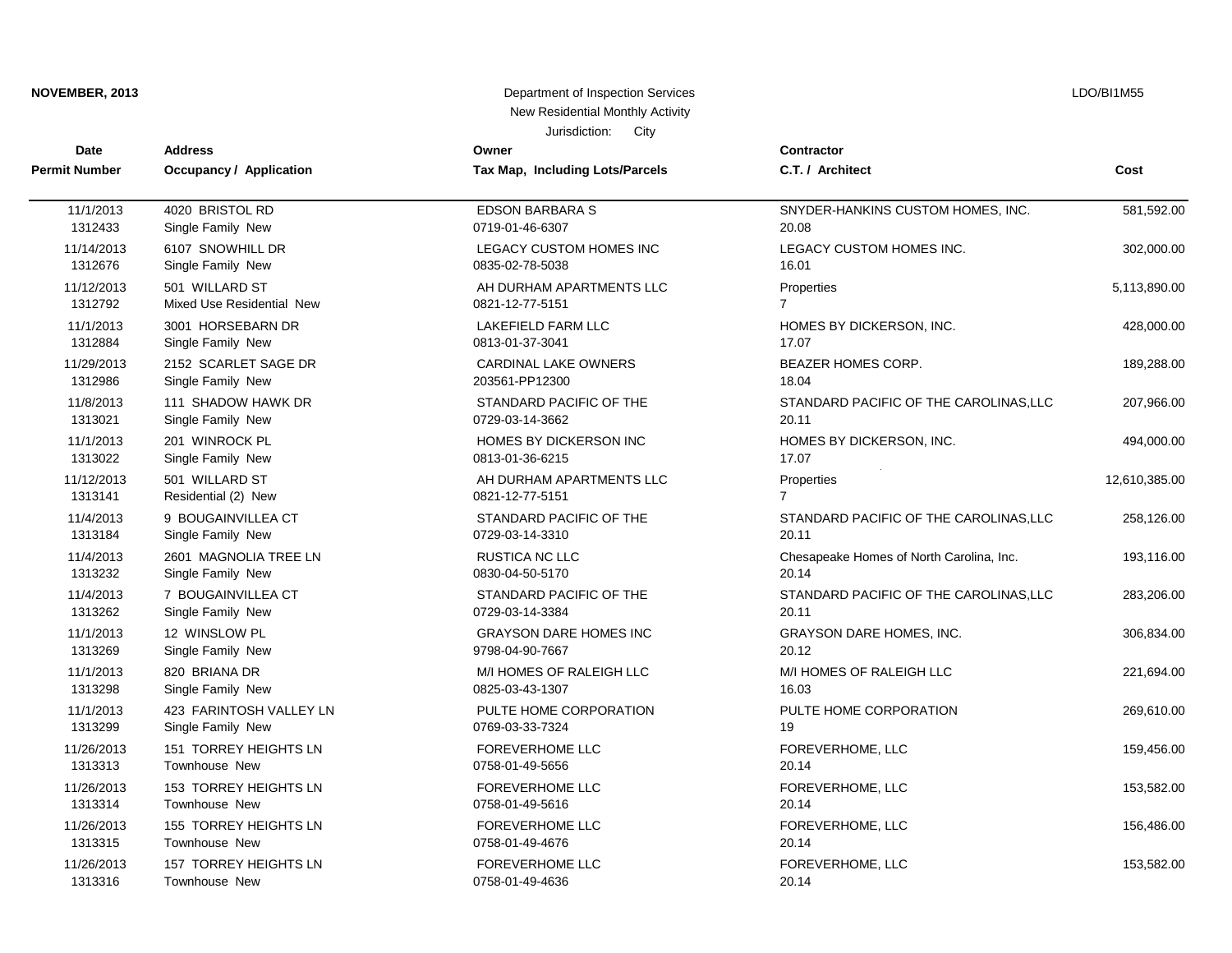**NOVEMBER, 2013**

Department of Inspection Services
New Residential Monthly Activity
Jurisdiction: City

LDO/BI1M55

| Date / Permit Number | Address / Occupancy / Application | Owner / Tax Map, Including Lots/Parcels | Contractor / C.T. / Architect | Cost |
|---|---|---|---|---|
| 11/1/2013<br>1312433 | 4020 BRISTOL RD<br>Single Family New | EDSON BARBARA S<br>0719-01-46-6307 | SNYDER-HANKINS CUSTOM HOMES, INC.<br>20.08 | 581,592.00 |
| 11/14/2013<br>1312676 | 6107 SNOWHILL DR<br>Single Family New | LEGACY CUSTOM HOMES INC<br>0835-02-78-5038 | LEGACY CUSTOM HOMES INC.<br>16.01 | 302,000.00 |
| 11/12/2013<br>1312792 | 501 WILLARD ST<br>Mixed Use Residential New | AH DURHAM APARTMENTS LLC<br>0821-12-77-5151 | Properties<br>7 | 5,113,890.00 |
| 11/1/2013<br>1312884 | 3001 HORSEBARN DR<br>Single Family New | LAKEFIELD FARM LLC<br>0813-01-37-3041 | HOMES BY DICKERSON, INC.<br>17.07 | 428,000.00 |
| 11/29/2013<br>1312986 | 2152 SCARLET SAGE DR<br>Single Family New | CARDINAL LAKE OWNERS<br>203561-PP12300 | BEAZER HOMES CORP.<br>18.04 | 189,288.00 |
| 11/8/2013<br>1313021 | 111 SHADOW HAWK DR<br>Single Family New | STANDARD PACIFIC OF THE<br>0729-03-14-3662 | STANDARD PACIFIC OF THE CAROLINAS,LLC<br>20.11 | 207,966.00 |
| 11/1/2013<br>1313022 | 201 WINROCK PL<br>Single Family New | HOMES BY DICKERSON INC<br>0813-01-36-6215 | HOMES BY DICKERSON, INC.<br>17.07 | 494,000.00 |
| 11/12/2013<br>1313141 | 501 WILLARD ST<br>Residential (2) New | AH DURHAM APARTMENTS LLC<br>0821-12-77-5151 | Properties<br>7 | 12,610,385.00 |
| 11/4/2013<br>1313184 | 9 BOUGAINVILLEA CT<br>Single Family New | STANDARD PACIFIC OF THE<br>0729-03-14-3310 | STANDARD PACIFIC OF THE CAROLINAS,LLC<br>20.11 | 258,126.00 |
| 11/4/2013<br>1313232 | 2601 MAGNOLIA TREE LN<br>Single Family New | RUSTICA NC LLC<br>0830-04-50-5170 | Chesapeake Homes of North Carolina, Inc.<br>20.14 | 193,116.00 |
| 11/4/2013<br>1313262 | 7 BOUGAINVILLEA CT<br>Single Family New | STANDARD PACIFIC OF THE<br>0729-03-14-3384 | STANDARD PACIFIC OF THE CAROLINAS,LLC<br>20.11 | 283,206.00 |
| 11/1/2013<br>1313269 | 12 WINSLOW PL<br>Single Family New | GRAYSON DARE HOMES INC<br>9798-04-90-7667 | GRAYSON DARE HOMES, INC.<br>20.12 | 306,834.00 |
| 11/1/2013<br>1313298 | 820 BRIANA DR<br>Single Family New | M/I HOMES OF RALEIGH LLC<br>0825-03-43-1307 | M/I HOMES OF RALEIGH LLC<br>16.03 | 221,694.00 |
| 11/1/2013<br>1313299 | 423 FARINTOSH VALLEY LN<br>Single Family New | PULTE HOME CORPORATION<br>0769-03-33-7324 | PULTE HOME CORPORATION<br>19 | 269,610.00 |
| 11/26/2013<br>1313313 | 151 TORREY HEIGHTS LN<br>Townhouse New | FOREVERHOME LLC<br>0758-01-49-5656 | FOREVERHOME, LLC<br>20.14 | 159,456.00 |
| 11/26/2013<br>1313314 | 153 TORREY HEIGHTS LN<br>Townhouse New | FOREVERHOME LLC<br>0758-01-49-5616 | FOREVERHOME, LLC<br>20.14 | 153,582.00 |
| 11/26/2013<br>1313315 | 155 TORREY HEIGHTS LN<br>Townhouse New | FOREVERHOME LLC<br>0758-01-49-4676 | FOREVERHOME, LLC<br>20.14 | 156,486.00 |
| 11/26/2013<br>1313316 | 157 TORREY HEIGHTS LN<br>Townhouse New | FOREVERHOME LLC<br>0758-01-49-4636 | FOREVERHOME, LLC<br>20.14 | 153,582.00 |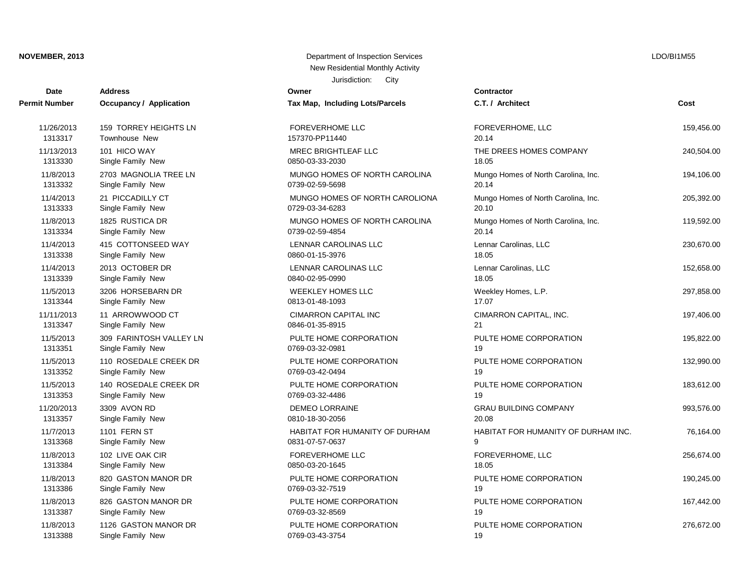**NOVEMBER, 2013**

Department of Inspection Services
New Residential Monthly Activity
Jurisdiction: City

LDO/BI1M55

| Date / Permit Number | Address / Occupancy / Application | Owner / Tax Map, Including Lots/Parcels | Contractor / C.T. / Architect | Cost |
|---|---|---|---|---|
| 11/26/2013<br>1313317 | 159 TORREY HEIGHTS LN<br>Townhouse New | FOREVERHOME LLC<br>157370-PP11440 | FOREVERHOME, LLC<br>20.14 | 159,456.00 |
| 11/13/2013<br>1313330 | 101 HICO WAY<br>Single Family New | MREC BRIGHTLEAF LLC<br>0850-03-33-2030 | THE DREES HOMES COMPANY<br>18.05 | 240,504.00 |
| 11/8/2013<br>1313332 | 2703 MAGNOLIA TREE LN<br>Single Family New | MUNGO HOMES OF NORTH CAROLINA<br>0739-02-59-5698 | Mungo Homes of North Carolina, Inc.<br>20.14 | 194,106.00 |
| 11/4/2013<br>1313333 | 21 PICCADILLY CT<br>Single Family New | MUNGO HOMES OF NORTH CAROLIONA<br>0729-03-34-6283 | Mungo Homes of North Carolina, Inc.<br>20.10 | 205,392.00 |
| 11/8/2013<br>1313334 | 1825 RUSTICA DR<br>Single Family New | MUNGO HOMES OF NORTH CAROLINA<br>0739-02-59-4854 | Mungo Homes of North Carolina, Inc.<br>20.14 | 119,592.00 |
| 11/4/2013<br>1313338 | 415 COTTONSEED WAY<br>Single Family New | LENNAR CAROLINAS LLC<br>0860-01-15-3976 | Lennar Carolinas, LLC<br>18.05 | 230,670.00 |
| 11/4/2013<br>1313339 | 2013 OCTOBER DR<br>Single Family New | LENNAR CAROLINAS LLC<br>0840-02-95-0990 | Lennar Carolinas, LLC<br>18.05 | 152,658.00 |
| 11/5/2013<br>1313344 | 3206 HORSEBARN DR<br>Single Family New | WEEKLEY HOMES LLC<br>0813-01-48-1093 | Weekley Homes, L.P.<br>17.07 | 297,858.00 |
| 11/11/2013<br>1313347 | 11 ARROWWOOD CT<br>Single Family New | CIMARRON CAPITAL INC<br>0846-01-35-8915 | CIMARRON CAPITAL, INC.<br>21 | 197,406.00 |
| 11/5/2013<br>1313351 | 309 FARINTOSH VALLEY LN<br>Single Family New | PULTE HOME CORPORATION<br>0769-03-32-0981 | PULTE HOME CORPORATION<br>19 | 195,822.00 |
| 11/5/2013<br>1313352 | 110 ROSEDALE CREEK DR<br>Single Family New | PULTE HOME CORPORATION<br>0769-03-42-0494 | PULTE HOME CORPORATION<br>19 | 132,990.00 |
| 11/5/2013<br>1313353 | 140 ROSEDALE CREEK DR<br>Single Family New | PULTE HOME CORPORATION<br>0769-03-32-4486 | PULTE HOME CORPORATION<br>19 | 183,612.00 |
| 11/20/2013<br>1313357 | 3309 AVON RD<br>Single Family New | DEMEO LORRAINE<br>0810-18-30-2056 | GRAU BUILDING COMPANY<br>20.08 | 993,576.00 |
| 11/7/2013<br>1313368 | 1101 FERN ST<br>Single Family New | HABITAT FOR HUMANITY OF DURHAM<br>0831-07-57-0637 | HABITAT FOR HUMANITY OF DURHAM INC.<br>9 | 76,164.00 |
| 11/8/2013<br>1313384 | 102 LIVE OAK CIR<br>Single Family New | FOREVERHOME LLC<br>0850-03-20-1645 | FOREVERHOME, LLC<br>18.05 | 256,674.00 |
| 11/8/2013<br>1313386 | 820 GASTON MANOR DR<br>Single Family New | PULTE HOME CORPORATION<br>0769-03-32-7519 | PULTE HOME CORPORATION<br>19 | 190,245.00 |
| 11/8/2013<br>1313387 | 826 GASTON MANOR DR<br>Single Family New | PULTE HOME CORPORATION<br>0769-03-32-8569 | PULTE HOME CORPORATION<br>19 | 167,442.00 |
| 11/8/2013<br>1313388 | 1126 GASTON MANOR DR<br>Single Family New | PULTE HOME CORPORATION<br>0769-03-43-3754 | PULTE HOME CORPORATION<br>19 | 276,672.00 |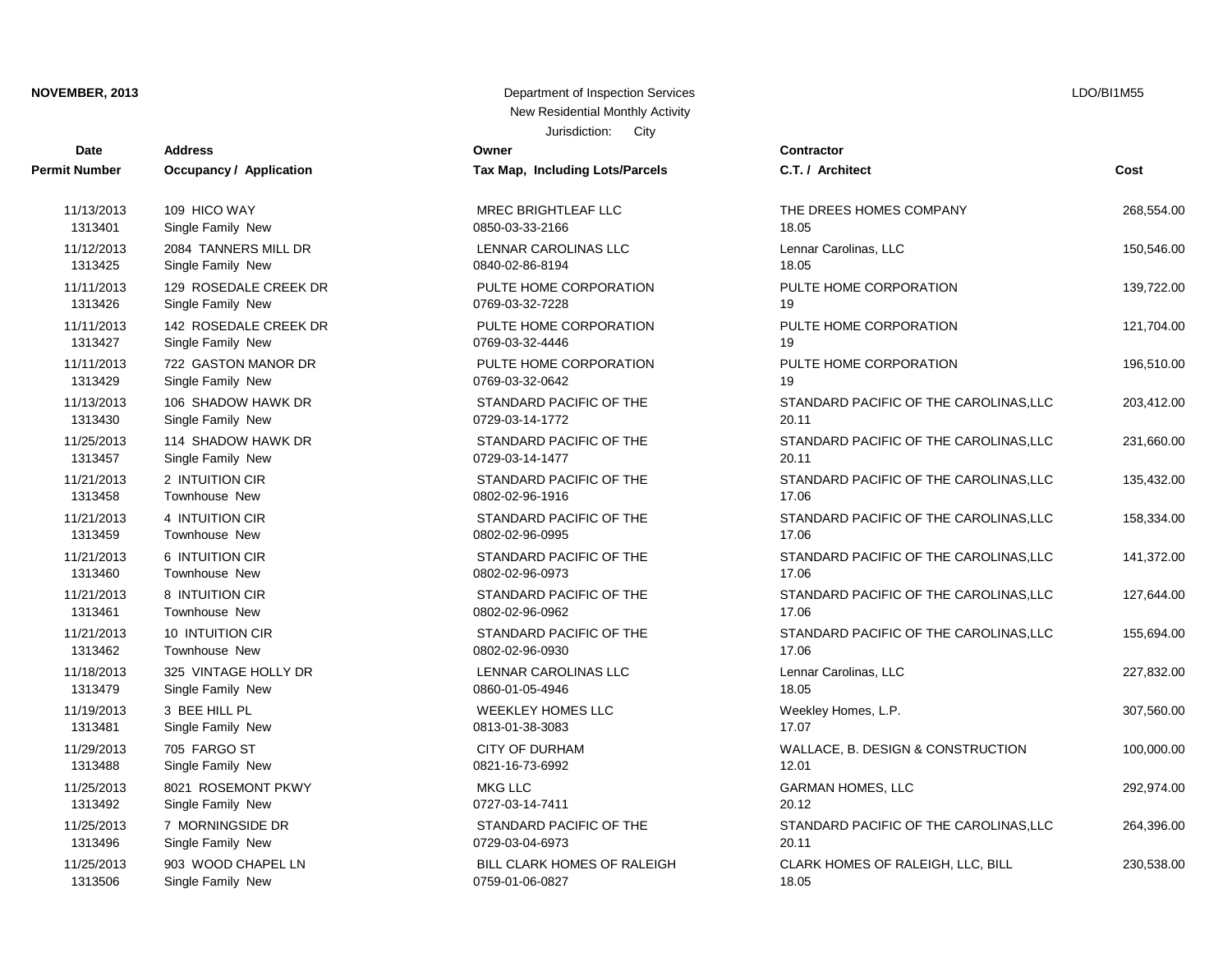**NOVEMBER, 2013**

Department of Inspection Services
New Residential Monthly Activity
Jurisdiction: City

LDO/BI1M55

| Date<br>Permit Number | Address<br>Occupancy / Application | Owner<br>Tax Map, Including Lots/Parcels | Contractor<br>C.T. / Architect | Cost |
|---|---|---|---|---|
| 11/13/2013<br>1313401 | 109 HICO WAY<br>Single Family New | MREC BRIGHTLEAF LLC<br>0850-03-33-2166 | THE DREES HOMES COMPANY<br>18.05 | 268,554.00 |
| 11/12/2013<br>1313425 | 2084 TANNERS MILL DR<br>Single Family New | LENNAR CAROLINAS LLC<br>0840-02-86-8194 | Lennar Carolinas, LLC<br>18.05 | 150,546.00 |
| 11/11/2013<br>1313426 | 129 ROSEDALE CREEK DR<br>Single Family New | PULTE HOME CORPORATION<br>0769-03-32-7228 | PULTE HOME CORPORATION<br>19 | 139,722.00 |
| 11/11/2013<br>1313427 | 142 ROSEDALE CREEK DR<br>Single Family New | PULTE HOME CORPORATION<br>0769-03-32-4446 | PULTE HOME CORPORATION<br>19 | 121,704.00 |
| 11/11/2013<br>1313429 | 722 GASTON MANOR DR<br>Single Family New | PULTE HOME CORPORATION<br>0769-03-32-0642 | PULTE HOME CORPORATION<br>19 | 196,510.00 |
| 11/13/2013<br>1313430 | 106 SHADOW HAWK DR<br>Single Family New | STANDARD PACIFIC OF THE<br>0729-03-14-1772 | STANDARD PACIFIC OF THE CAROLINAS,LLC<br>20.11 | 203,412.00 |
| 11/25/2013<br>1313457 | 114 SHADOW HAWK DR<br>Single Family New | STANDARD PACIFIC OF THE<br>0729-03-14-1477 | STANDARD PACIFIC OF THE CAROLINAS,LLC<br>20.11 | 231,660.00 |
| 11/21/2013<br>1313458 | 2 INTUITION CIR<br>Townhouse New | STANDARD PACIFIC OF THE<br>0802-02-96-1916 | STANDARD PACIFIC OF THE CAROLINAS,LLC<br>17.06 | 135,432.00 |
| 11/21/2013<br>1313459 | 4 INTUITION CIR<br>Townhouse New | STANDARD PACIFIC OF THE<br>0802-02-96-0995 | STANDARD PACIFIC OF THE CAROLINAS,LLC<br>17.06 | 158,334.00 |
| 11/21/2013<br>1313460 | 6 INTUITION CIR<br>Townhouse New | STANDARD PACIFIC OF THE<br>0802-02-96-0973 | STANDARD PACIFIC OF THE CAROLINAS,LLC<br>17.06 | 141,372.00 |
| 11/21/2013<br>1313461 | 8 INTUITION CIR<br>Townhouse New | STANDARD PACIFIC OF THE<br>0802-02-96-0962 | STANDARD PACIFIC OF THE CAROLINAS,LLC<br>17.06 | 127,644.00 |
| 11/21/2013<br>1313462 | 10 INTUITION CIR<br>Townhouse New | STANDARD PACIFIC OF THE<br>0802-02-96-0930 | STANDARD PACIFIC OF THE CAROLINAS,LLC<br>17.06 | 155,694.00 |
| 11/18/2013<br>1313479 | 325 VINTAGE HOLLY DR<br>Single Family New | LENNAR CAROLINAS LLC<br>0860-01-05-4946 | Lennar Carolinas, LLC<br>18.05 | 227,832.00 |
| 11/19/2013<br>1313481 | 3 BEE HILL PL<br>Single Family New | WEEKLEY HOMES LLC<br>0813-01-38-3083 | Weekley Homes, L.P.<br>17.07 | 307,560.00 |
| 11/29/2013<br>1313488 | 705 FARGO ST<br>Single Family New | CITY OF DURHAM<br>0821-16-73-6992 | WALLACE, B. DESIGN & CONSTRUCTION<br>12.01 | 100,000.00 |
| 11/25/2013<br>1313492 | 8021 ROSEMONT PKWY<br>Single Family New | MKG LLC<br>0727-03-14-7411 | GARMAN HOMES, LLC<br>20.12 | 292,974.00 |
| 11/25/2013<br>1313496 | 7 MORNINGSIDE DR<br>Single Family New | STANDARD PACIFIC OF THE<br>0729-03-04-6973 | STANDARD PACIFIC OF THE CAROLINAS,LLC<br>20.11 | 264,396.00 |
| 11/25/2013<br>1313506 | 903 WOOD CHAPEL LN<br>Single Family New | BILL CLARK HOMES OF RALEIGH<br>0759-01-06-0827 | CLARK HOMES OF RALEIGH, LLC, BILL<br>18.05 | 230,538.00 |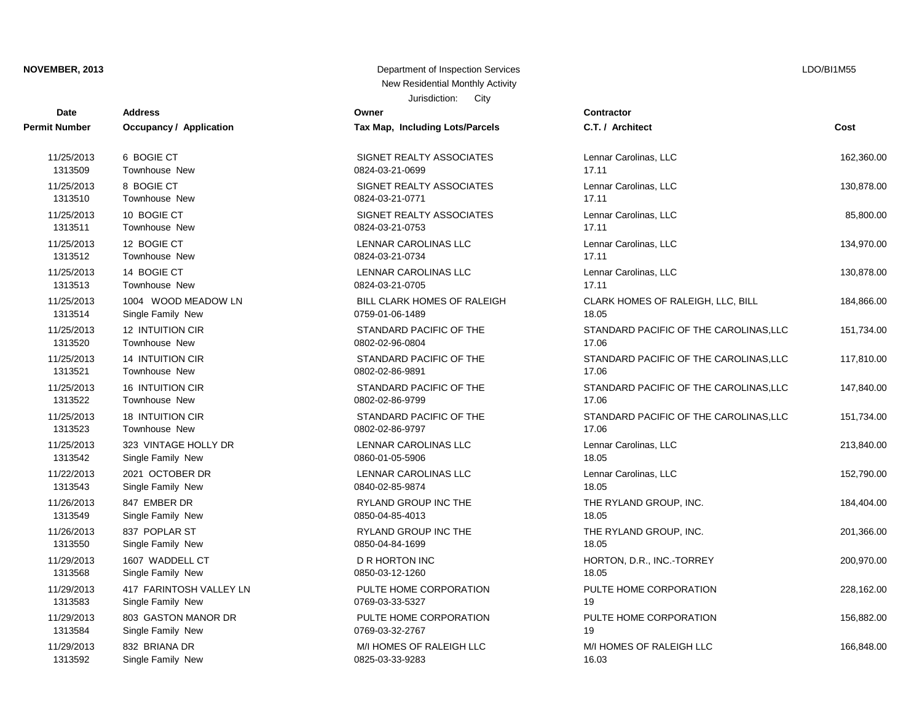**NOVEMBER, 2013**

Department of Inspection Services
New Residential Monthly Activity
Jurisdiction: City

LDO/BI1M55

| Date / Permit Number | Address / Occupancy / Application | Owner / Tax Map, Including Lots/Parcels | Contractor / C.T. / Architect | Cost |
|---|---|---|---|---|
| 11/25/2013<br>1313509 | 6 BOGIE CT<br>Townhouse New | SIGNET REALTY ASSOCIATES<br>0824-03-21-0699 | Lennar Carolinas, LLC<br>17.11 | 162,360.00 |
| 11/25/2013<br>1313510 | 8 BOGIE CT<br>Townhouse New | SIGNET REALTY ASSOCIATES<br>0824-03-21-0771 | Lennar Carolinas, LLC<br>17.11 | 130,878.00 |
| 11/25/2013<br>1313511 | 10 BOGIE CT<br>Townhouse New | SIGNET REALTY ASSOCIATES<br>0824-03-21-0753 | Lennar Carolinas, LLC<br>17.11 | 85,800.00 |
| 11/25/2013<br>1313512 | 12 BOGIE CT<br>Townhouse New | LENNAR CAROLINAS LLC<br>0824-03-21-0734 | Lennar Carolinas, LLC<br>17.11 | 134,970.00 |
| 11/25/2013<br>1313513 | 14 BOGIE CT<br>Townhouse New | LENNAR CAROLINAS LLC<br>0824-03-21-0705 | Lennar Carolinas, LLC<br>17.11 | 130,878.00 |
| 11/25/2013<br>1313514 | 1004 WOOD MEADOW LN<br>Single Family New | BILL CLARK HOMES OF RALEIGH<br>0759-01-06-1489 | CLARK HOMES OF RALEIGH, LLC, BILL<br>18.05 | 184,866.00 |
| 11/25/2013<br>1313520 | 12 INTUITION CIR<br>Townhouse New | STANDARD PACIFIC OF THE<br>0802-02-96-0804 | STANDARD PACIFIC OF THE CAROLINAS,LLC<br>17.06 | 151,734.00 |
| 11/25/2013<br>1313521 | 14 INTUITION CIR<br>Townhouse New | STANDARD PACIFIC OF THE<br>0802-02-86-9891 | STANDARD PACIFIC OF THE CAROLINAS,LLC<br>17.06 | 117,810.00 |
| 11/25/2013<br>1313522 | 16 INTUITION CIR<br>Townhouse New | STANDARD PACIFIC OF THE<br>0802-02-86-9799 | STANDARD PACIFIC OF THE CAROLINAS,LLC<br>17.06 | 147,840.00 |
| 11/25/2013<br>1313523 | 18 INTUITION CIR<br>Townhouse New | STANDARD PACIFIC OF THE<br>0802-02-86-9797 | STANDARD PACIFIC OF THE CAROLINAS,LLC<br>17.06 | 151,734.00 |
| 11/25/2013<br>1313542 | 323 VINTAGE HOLLY DR<br>Single Family New | LENNAR CAROLINAS LLC<br>0860-01-05-5906 | Lennar Carolinas, LLC<br>18.05 | 213,840.00 |
| 11/22/2013<br>1313543 | 2021 OCTOBER DR<br>Single Family New | LENNAR CAROLINAS LLC<br>0840-02-85-9874 | Lennar Carolinas, LLC<br>18.05 | 152,790.00 |
| 11/26/2013<br>1313549 | 847 EMBER DR<br>Single Family New | RYLAND GROUP INC THE<br>0850-04-85-4013 | THE RYLAND GROUP, INC.<br>18.05 | 184,404.00 |
| 11/26/2013<br>1313550 | 837 POPLAR ST<br>Single Family New | RYLAND GROUP INC THE<br>0850-04-84-1699 | THE RYLAND GROUP, INC.<br>18.05 | 201,366.00 |
| 11/29/2013<br>1313568 | 1607 WADDELL CT<br>Single Family New | D R HORTON INC<br>0850-03-12-1260 | HORTON, D.R., INC.-TORREY<br>18.05 | 200,970.00 |
| 11/29/2013<br>1313583 | 417 FARINTOSH VALLEY LN<br>Single Family New | PULTE HOME CORPORATION<br>0769-03-33-5327 | PULTE HOME CORPORATION<br>19 | 228,162.00 |
| 11/29/2013<br>1313584 | 803 GASTON MANOR DR<br>Single Family New | PULTE HOME CORPORATION<br>0769-03-32-2767 | PULTE HOME CORPORATION<br>19 | 156,882.00 |
| 11/29/2013<br>1313592 | 832 BRIANA DR<br>Single Family New | M/I HOMES OF RALEIGH LLC<br>0825-03-33-9283 | M/I HOMES OF RALEIGH LLC<br>16.03 | 166,848.00 |